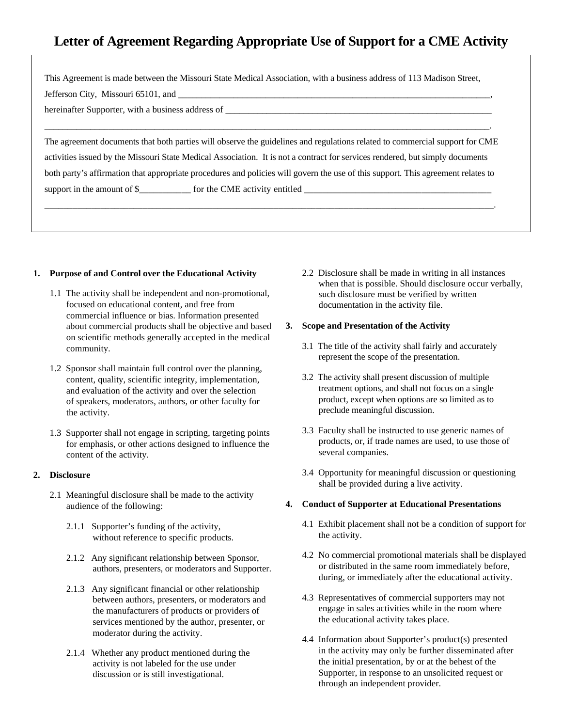# Letter of Agreement Regarding Appropriate Use of Support for a CME Activity

This Agreement is made between the Missouri State Medical Association, with a business address of 113 Madison Street, Jefferson City, Missouri 65101, and ______________________________________________________________________, hereinafter Supporter, with a business address of ________________________________________________________ __________________________________________________________________________________________________.

The agreement documents that both parties will observe the guidelines and regulations related to commercial support for CME activities issued by the Missouri State Medical Association. It is not a contract for services rendered, but simply documents both party's affirmation that appropriate procedures and policies will govern the use of this support. This agreement relates to support in the amount of $___________ for the CME activity entitled ________________________________________ __________________________________________________________________________________________________.

1. **Purpose of and Control over the Educational Activity**

   1.1 The activity shall be independent and non-promotional, focused on educational content, and free from commercial influence or bias. Information presented about commercial products shall be objective and based on scientific methods generally accepted in the medical community.

   1.2 Sponsor shall maintain full control over the planning, content, quality, scientific integrity, implementation, and evaluation of the activity and over the selection of speakers, moderators, authors, or other faculty for the activity.

   1.3 Supporter shall not engage in scripting, targeting points for emphasis, or other actions designed to influence the content of the activity.

2. **Disclosure**

   2.1 Meaningful disclosure shall be made to the activity audience of the following:

   2.1.1 Supporter's funding of the activity, without reference to specific products.

   2.1.2 Any significant relationship between Sponsor, authors, presenters, or moderators and Supporter.

   2.1.3 Any significant financial or other relationship between authors, presenters, or moderators and the manufacturers of products or providers of services mentioned by the author, presenter, or moderator during the activity.

   2.1.4 Whether any product mentioned during the activity is not labeled for the use under discussion or is still investigational.

   2.2 Disclosure shall be made in writing in all instances when that is possible. Should disclosure occur verbally, such disclosure must be verified by written documentation in the activity file.

3. **Scope and Presentation of the Activity**

   3.1 The title of the activity shall fairly and accurately represent the scope of the presentation.

   3.2 The activity shall present discussion of multiple treatment options, and shall not focus on a single product, except when options are so limited as to preclude meaningful discussion.

   3.3 Faculty shall be instructed to use generic names of products, or, if trade names are used, to use those of several companies.

   3.4 Opportunity for meaningful discussion or questioning shall be provided during a live activity.

4. **Conduct of Supporter at Educational Presentations**

   4.1 Exhibit placement shall not be a condition of support for the activity.

   4.2 No commercial promotional materials shall be displayed or distributed in the same room immediately before, during, or immediately after the educational activity.

   4.3 Representatives of commercial supporters may not engage in sales activities while in the room where the educational activity takes place.

   4.4 Information about Supporter's product(s) presented in the activity may only be further disseminated after the initial presentation, by or at the behest of the Supporter, in response to an unsolicited request or through an independent provider.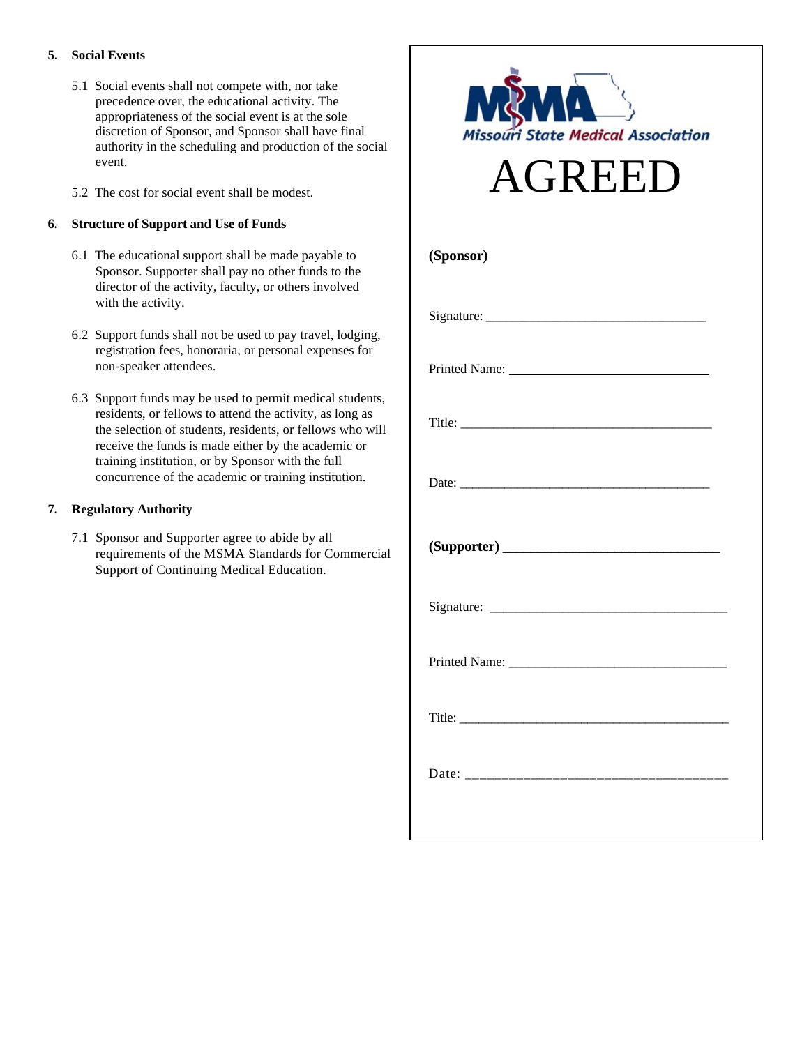## 5. Social Events

5.1 Social events shall not compete with, nor take precedence over, the educational activity. The appropriateness of the social event is at the sole discretion of Sponsor, and Sponsor shall have final authority in the scheduling and production of the social event.

5.2 The cost for social event shall be modest.

## 6. Structure of Support and Use of Funds

6.1 The educational support shall be made payable to Sponsor. Supporter shall pay no other funds to the director of the activity, faculty, or others involved with the activity.

6.2 Support funds shall not be used to pay travel, lodging, registration fees, honoraria, or personal expenses for non-speaker attendees.

6.3 Support funds may be used to permit medical students, residents, or fellows to attend the activity, as long as the selection of students, residents, or fellows who will receive the funds is made either by the academic or training institution, or by Sponsor with the full concurrence of the academic or training institution.

## 7. Regulatory Authority

7.1 Sponsor and Supporter agree to abide by all requirements of the MSMA Standards for Commercial Support of Continuing Medical Education.

MSMA
Missouri State Medical Association

# AGREED

**(Sponsor)**

Signature: ________________________________

Printed Name: ________________________________

Title: ________________________________

Date: ________________________________

**(Supporter) ________________________________**

Signature: ________________________________

Printed Name: ________________________________

Title: ________________________________

Date: ________________________________